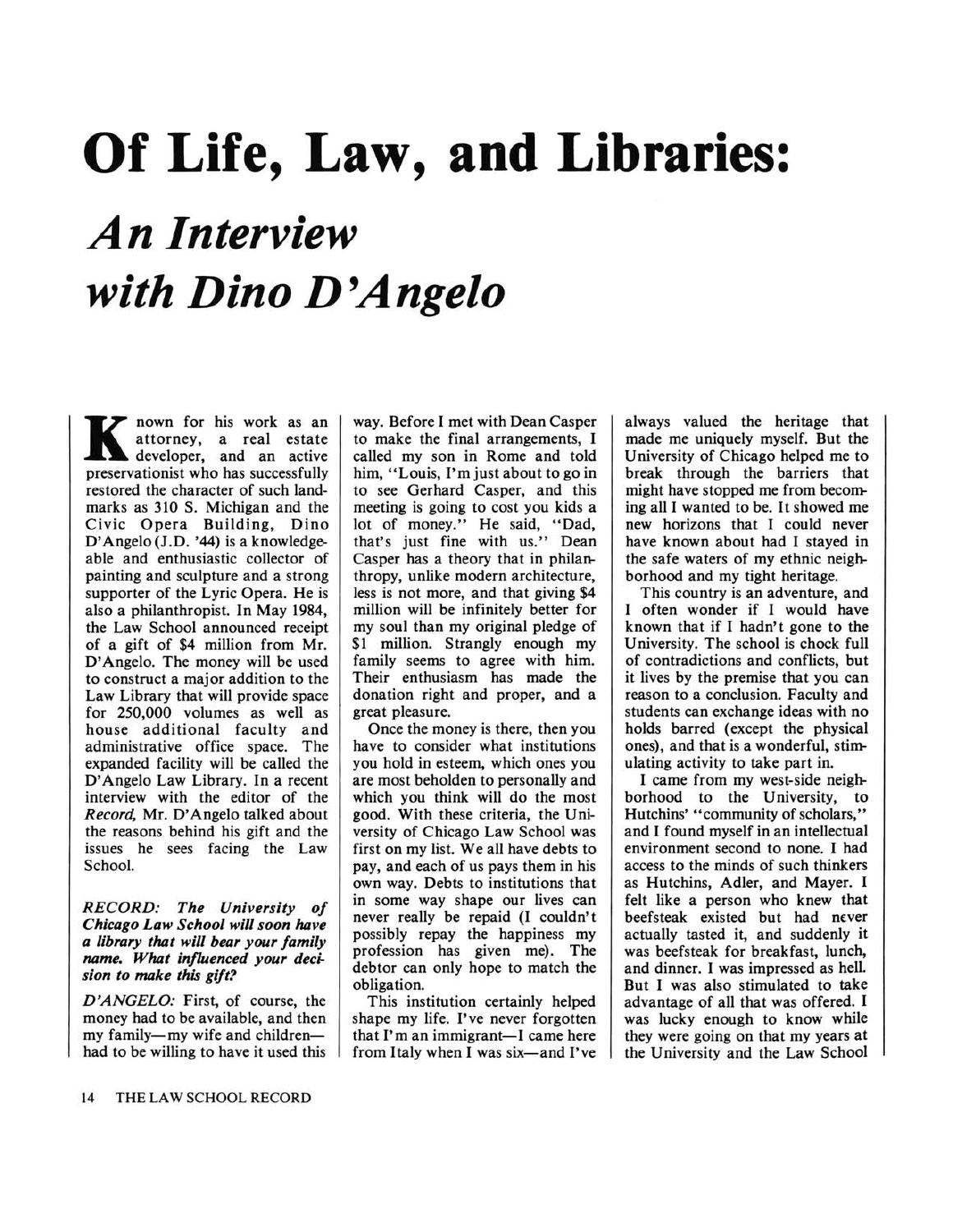# Of Life, Law, and Libraries:

## *An Interview with Dino D'Angelo*

Known for his work as an attorney, a real estate developer, and an active preservationist who has successfully restored the character of such landmarks as 310 S. Michigan and the Civic Opera Building, Dino D'Angelo (J.D. '44) is a knowledgeable and enthusiastic collector of painting and sculpture and a strong supporter of the Lyric Opera. He is also a philanthropist. In May 1984, the Law School announced receipt of a gift of $4 million from Mr. D'Angelo. The money will be used to construct a major addition to the Law Library that will provide space for 250,000 volumes as well as house additional faculty and administrative office space. The expanded facility will be called the D'Angelo Law Library. In a recent interview with the editor of the *Record*, Mr. D'Angelo talked about the reasons behind his gift and the issues he sees facing the Law School.

***RECORD: The University of Chicago Law School will soon have a library that will bear your family name. What influenced your decision to make this gift?***

*D'ANGELO:* First, of course, the money had to be available, and then my family—my wife and children—had to be willing to have it used this way. Before I met with Dean Casper to make the final arrangements, I called my son in Rome and told him, "Louis, I'm just about to go in to see Gerhard Casper, and this meeting is going to cost you kids a lot of money." He said, "Dad, that's just fine with us." Dean Casper has a theory that in philanthropy, unlike modern architecture, less is not more, and that giving $4 million will be infinitely better for my soul than my original pledge of $1 million. Strangely enough my family seems to agree with him. Their enthusiasm has made the donation right and proper, and a great pleasure.

Once the money is there, then you have to consider what institutions you hold in esteem, which ones you are most beholden to personally and which you think will do the most good. With these criteria, the University of Chicago Law School was first on my list. We all have debts to pay, and each of us pays them in his own way. Debts to institutions that in some way shape our lives can never really be repaid (I couldn't possibly repay the happiness my profession has given me). The debtor can only hope to match the obligation.

This institution certainly helped shape my life. I've never forgotten that I'm an immigrant—I came here from Italy when I was six—and I've always valued the heritage that made me uniquely myself. But the University of Chicago helped me to break through the barriers that might have stopped me from becoming all I wanted to be. It showed me new horizons that I could never have known about had I stayed in the safe waters of my ethnic neighborhood and my tight heritage.

This country is an adventure, and I often wonder if I would have known that if I hadn't gone to the University. The school is chock full of contradictions and conflicts, but it lives by the premise that you can reason to a conclusion. Faculty and students can exchange ideas with no holds barred (except the physical ones), and that is a wonderful, stimulating activity to take part in.

I came from my west-side neighborhood to the University, to Hutchins' "community of scholars," and I found myself in an intellectual environment second to none. I had access to the minds of such thinkers as Hutchins, Adler, and Mayer. I felt like a person who knew that beefsteak existed but had never actually tasted it, and suddenly it was beefsteak for breakfast, lunch, and dinner. I was impressed as hell. But I was also stimulated to take advantage of all that was offered. I was lucky enough to know while they were going on that my years at the University and the Law School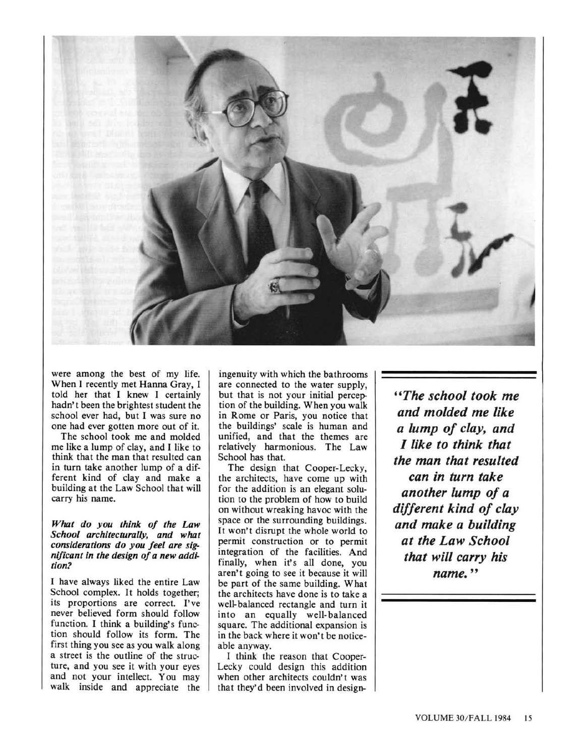were among the best of my life. When I recently met Hanna Gray, I told her that I knew I certainly hadn't been the brightest student the school ever had, but I was sure no one had ever gotten more out of it.

The school took me and molded me like a lump of clay, and I like to think that the man that resulted can in turn take another lump of a different kind of clay and make a building at the Law School that will carry his name.

***What do you think of the Law School architecturally, and what considerations do you feel are significant in the design of a new addition?***

I have always liked the entire Law School complex. It holds together; its proportions are correct. I've never believed form should follow function. I think a building's function should follow its form. The first thing you see as you walk along a street is the outline of the structure, and you see it with your eyes and not your intellect. You may walk inside and appreciate the ingenuity with which the bathrooms are connected to the water supply, but that is not your initial perception of the building. When you walk in Rome or Paris, you notice that the buildings' scale is human and unified, and that the themes are relatively harmonious. The Law School has that.

The design that Cooper-Lecky, the architects, have come up with for the addition is an elegant solution to the problem of how to build on without wreaking havoc with the space or the surrounding buildings. It won't disrupt the whole world to permit construction or to permit integration of the facilities. And finally, when it's all done, you aren't going to see it because it will be part of the same building. What the architects have done is to take a well-balanced rectangle and turn it into an equally well-balanced square. The additional expansion is in the back where it won't be noticeable anyway.

I think the reason that Cooper-Lecky could design this addition when other architects couldn't was that they'd been involved in design-

***"The school took me and molded me like a lump of clay, and I like to think that the man that resulted can in turn take another lump of a different kind of clay and make a building at the Law School that will carry his name."***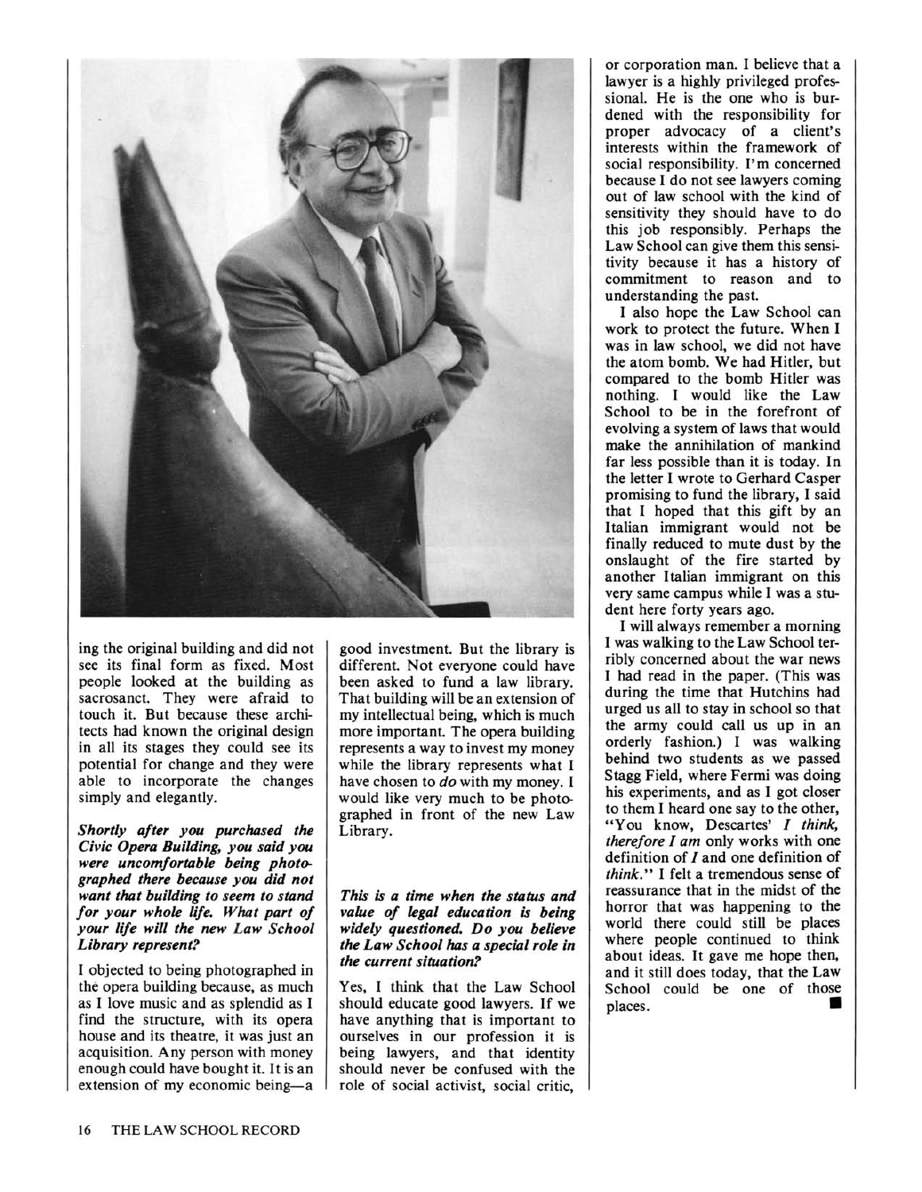ing the original building and did not see its final form as fixed. Most people looked at the building as sacrosanct. They were afraid to touch it. But because these architects had known the original design in all its stages they could see its potential for change and they were able to incorporate the changes simply and elegantly.

***Shortly after you purchased the Civic Opera Building, you said you were uncomfortable being photographed there because you did not want that building to seem to stand for your whole life. What part of your life will the new Law School Library represent?***

I objected to being photographed in the opera building because, as much as I love music and as splendid as I find the structure, with its opera house and its theatre, it was just an acquisition. Any person with money enough could have bought it. It is an extension of my economic being—a good investment. But the library is different. Not everyone could have been asked to fund a law library. That building will be an extension of my intellectual being, which is much more important. The opera building represents a way to invest my money while the library represents what I have chosen to *do* with my money. I would like very much to be photographed in front of the new Law Library.

***This is a time when the status and value of legal education is being widely questioned. Do you believe the Law School has a special role in the current situation?***

Yes, I think that the Law School should educate good lawyers. If we have anything that is important to ourselves in our profession it is being lawyers, and that identity should never be confused with the role of social activist, social critic, or corporation man. I believe that a lawyer is a highly privileged professional. He is the one who is burdened with the responsibility for proper advocacy of a client's interests within the framework of social responsibility. I'm concerned because I do not see lawyers coming out of law school with the kind of sensitivity they should have to do this job responsibly. Perhaps the Law School can give them this sensitivity because it has a history of commitment to reason and to understanding the past.

I also hope the Law School can work to protect the future. When I was in law school, we did not have the atom bomb. We had Hitler, but compared to the bomb Hitler was nothing. I would like the Law School to be in the forefront of evolving a system of laws that would make the annihilation of mankind far less possible than it is today. In the letter I wrote to Gerhard Casper promising to fund the library, I said that I hoped that this gift by an Italian immigrant would not be finally reduced to mute dust by the onslaught of the fire started by another Italian immigrant on this very same campus while I was a student here forty years ago.

I will always remember a morning I was walking to the Law School terribly concerned about the war news I had read in the paper. (This was during the time that Hutchins had urged us all to stay in school so that the army could call us up in an orderly fashion.) I was walking behind two students as we passed Stagg Field, where Fermi was doing his experiments, and as I got closer to them I heard one say to the other, "You know, Descartes' *I think, therefore I am* only works with one definition of *I* and one definition of *think*." I felt a tremendous sense of reassurance that in the midst of the horror that was happening to the world there could still be places where people continued to think about ideas. It gave me hope then, and it still does today, that the Law School could be one of those places. ■